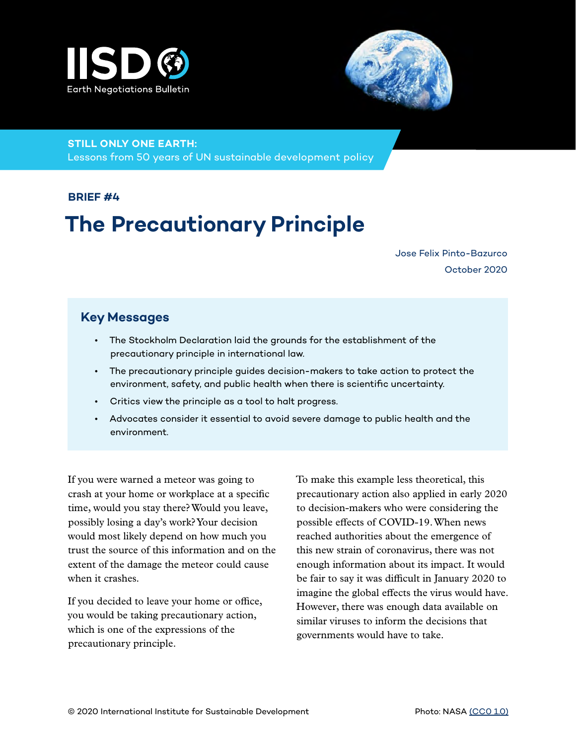IISD Earth Negotiations Bulletin

**STILL ONLY ONE EARTH:**
Lessons from 50 years of UN sustainable development policy

**BRIEF #4**

# The Precautionary Principle

Jose Felix Pinto-Bazurco
October 2020

## Key Messages

- The Stockholm Declaration laid the grounds for the establishment of the precautionary principle in international law.
- The precautionary principle guides decision-makers to take action to protect the environment, safety, and public health when there is scientific uncertainty.
- Critics view the principle as a tool to halt progress.
- Advocates consider it essential to avoid severe damage to public health and the environment.

If you were warned a meteor was going to crash at your home or workplace at a specific time, would you stay there? Would you leave, possibly losing a day's work? Your decision would most likely depend on how much you trust the source of this information and on the extent of the damage the meteor could cause when it crashes.

If you decided to leave your home or office, you would be taking precautionary action, which is one of the expressions of the precautionary principle.

To make this example less theoretical, this precautionary action also applied in early 2020 to decision-makers who were considering the possible effects of COVID-19. When news reached authorities about the emergence of this new strain of coronavirus, there was not enough information about its impact. It would be fair to say it was difficult in January 2020 to imagine the global effects the virus would have. However, there was enough data available on similar viruses to inform the decisions that governments would have to take.

© 2020 International Institute for Sustainable Development

Photo: NASA (CC0 1.0)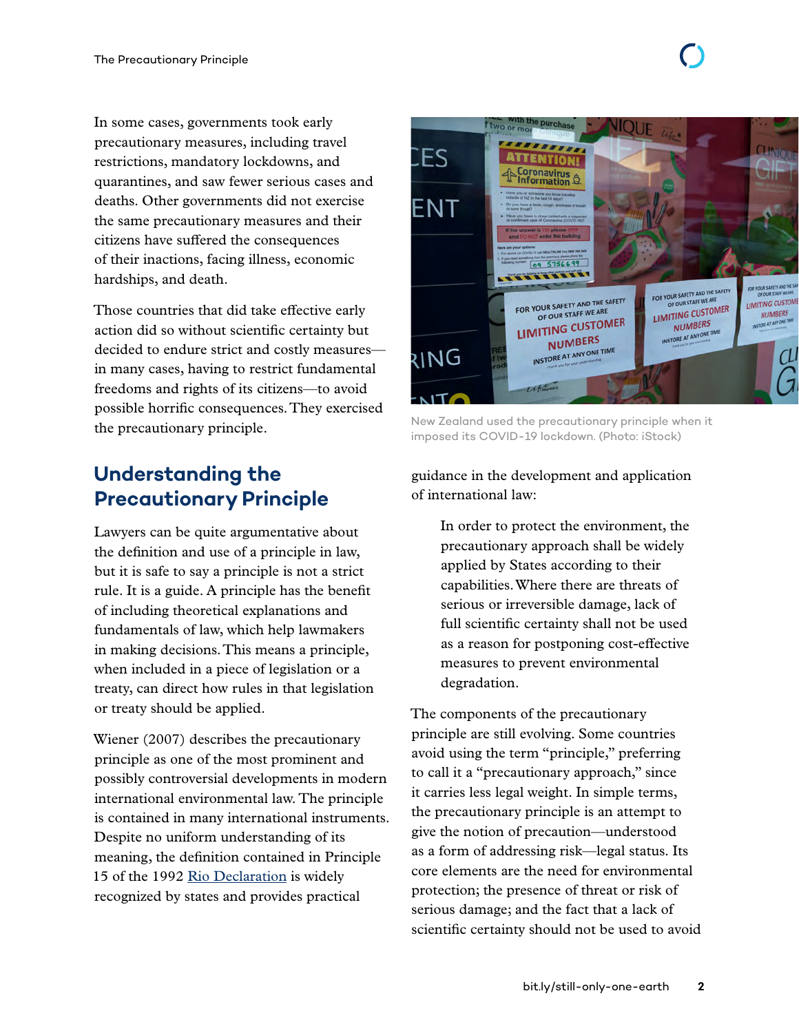In some cases, governments took early precautionary measures, including travel restrictions, mandatory lockdowns, and quarantines, and saw fewer serious cases and deaths. Other governments did not exercise the same precautionary measures and their citizens have suffered the consequences of their inactions, facing illness, economic hardships, and death.

Those countries that did take effective early action did so without scientific certainty but decided to endure strict and costly measures—in many cases, having to restrict fundamental freedoms and rights of its citizens—to avoid possible horrific consequences. They exercised the precautionary principle.

New Zealand used the precautionary principle when it imposed its COVID-19 lockdown. (Photo: iStock)

## Understanding the Precautionary Principle

Lawyers can be quite argumentative about the definition and use of a principle in law, but it is safe to say a principle is not a strict rule. It is a guide. A principle has the benefit of including theoretical explanations and fundamentals of law, which help lawmakers in making decisions. This means a principle, when included in a piece of legislation or a treaty, can direct how rules in that legislation or treaty should be applied.

Wiener (2007) describes the precautionary principle as one of the most prominent and possibly controversial developments in modern international environmental law. The principle is contained in many international instruments. Despite no uniform understanding of its meaning, the definition contained in Principle 15 of the 1992 Rio Declaration is widely recognized by states and provides practical guidance in the development and application of international law:

> In order to protect the environment, the precautionary approach shall be widely applied by States according to their capabilities. Where there are threats of serious or irreversible damage, lack of full scientific certainty shall not be used as a reason for postponing cost-effective measures to prevent environmental degradation.

The components of the precautionary principle are still evolving. Some countries avoid using the term "principle," preferring to call it a "precautionary approach," since it carries less legal weight. In simple terms, the precautionary principle is an attempt to give the notion of precaution—understood as a form of addressing risk—legal status. Its core elements are the need for environmental protection; the presence of threat or risk of serious damage; and the fact that a lack of scientific certainty should not be used to avoid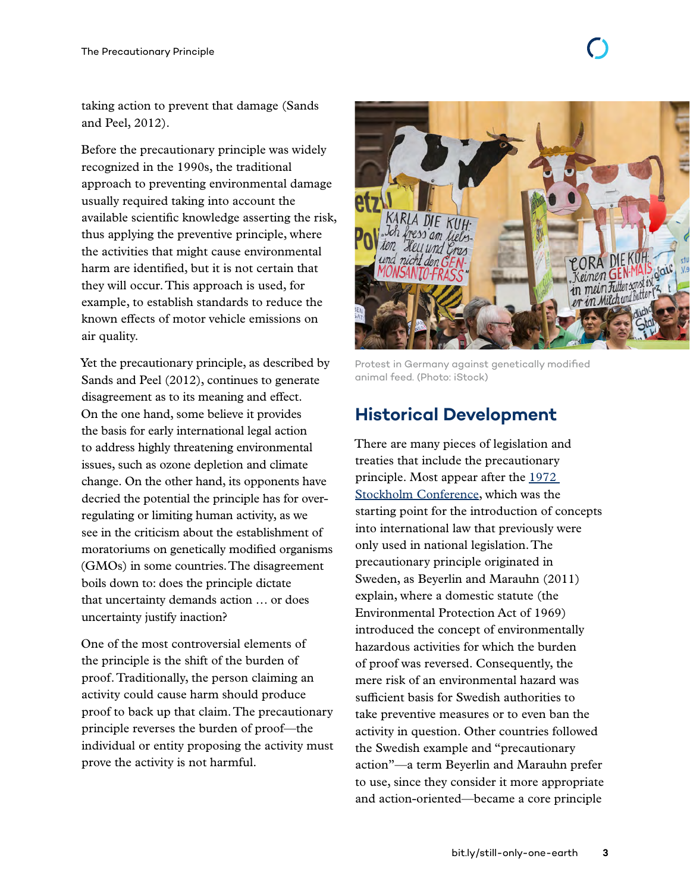taking action to prevent that damage (Sands and Peel, 2012).

Before the precautionary principle was widely recognized in the 1990s, the traditional approach to preventing environmental damage usually required taking into account the available scientific knowledge asserting the risk, thus applying the preventive principle, where the activities that might cause environmental harm are identified, but it is not certain that they will occur. This approach is used, for example, to establish standards to reduce the known effects of motor vehicle emissions on air quality.

Yet the precautionary principle, as described by Sands and Peel (2012), continues to generate disagreement as to its meaning and effect. On the one hand, some believe it provides the basis for early international legal action to address highly threatening environmental issues, such as ozone depletion and climate change. On the other hand, its opponents have decried the potential the principle has for over-regulating or limiting human activity, as we see in the criticism about the establishment of moratoriums on genetically modified organisms (GMOs) in some countries. The disagreement boils down to: does the principle dictate that uncertainty demands action … or does uncertainty justify inaction?

One of the most controversial elements of the principle is the shift of the burden of proof. Traditionally, the person claiming an activity could cause harm should produce proof to back up that claim. The precautionary principle reverses the burden of proof—the individual or entity proposing the activity must prove the activity is not harmful.

Protest in Germany against genetically modified animal feed. (Photo: iStock)

## Historical Development

There are many pieces of legislation and treaties that include the precautionary principle. Most appear after the [1972 Stockholm Conference](), which was the starting point for the introduction of concepts into international law that previously were only used in national legislation. The precautionary principle originated in Sweden, as Beyerlin and Marauhn (2011) explain, where a domestic statute (the Environmental Protection Act of 1969) introduced the concept of environmentally hazardous activities for which the burden of proof was reversed. Consequently, the mere risk of an environmental hazard was sufficient basis for Swedish authorities to take preventive measures or to even ban the activity in question. Other countries followed the Swedish example and "precautionary action"—a term Beyerlin and Marauhn prefer to use, since they consider it more appropriate and action-oriented—became a core principle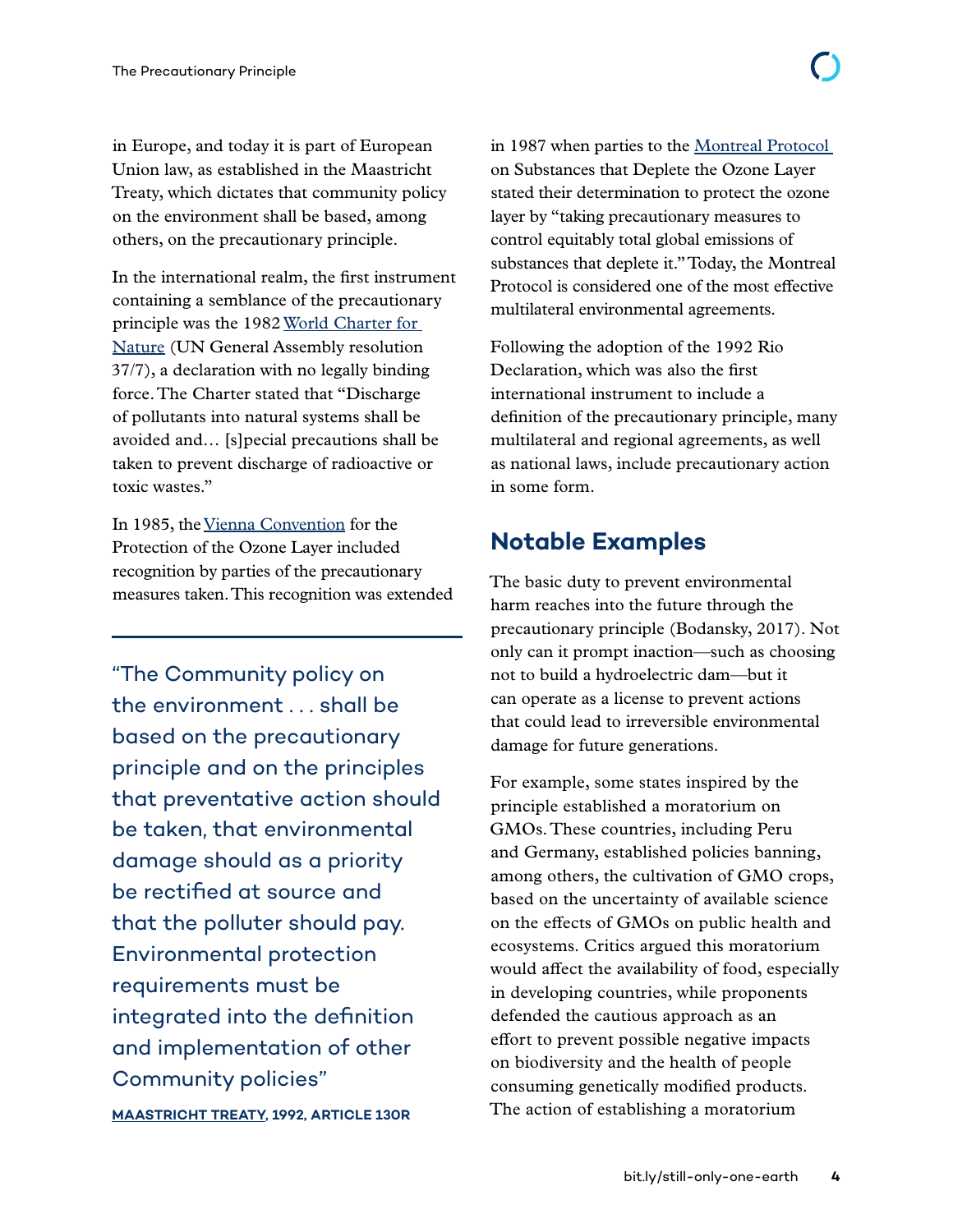in Europe, and today it is part of European Union law, as established in the Maastricht Treaty, which dictates that community policy on the environment shall be based, among others, on the precautionary principle.

In the international realm, the first instrument containing a semblance of the precautionary principle was the 1982 World Charter for Nature (UN General Assembly resolution 37/7), a declaration with no legally binding force. The Charter stated that "Discharge of pollutants into natural systems shall be avoided and… [s]pecial precautions shall be taken to prevent discharge of radioactive or toxic wastes."

In 1985, the Vienna Convention for the Protection of the Ozone Layer included recognition by parties of the precautionary measures taken. This recognition was extended in 1987 when parties to the Montreal Protocol on Substances that Deplete the Ozone Layer stated their determination to protect the ozone layer by "taking precautionary measures to control equitably total global emissions of substances that deplete it." Today, the Montreal Protocol is considered one of the most effective multilateral environmental agreements.

> "The Community policy on the environment . . . shall be based on the precautionary principle and on the principles that preventative action should be taken, that environmental damage should as a priority be rectified at source and that the polluter should pay. Environmental protection requirements must be integrated into the definition and implementation of other Community policies"
>
> **MAASTRICHT TREATY, 1992, ARTICLE 130R**

Following the adoption of the 1992 Rio Declaration, which was also the first international instrument to include a definition of the precautionary principle, many multilateral and regional agreements, as well as national laws, include precautionary action in some form.

## Notable Examples

The basic duty to prevent environmental harm reaches into the future through the precautionary principle (Bodansky, 2017). Not only can it prompt inaction—such as choosing not to build a hydroelectric dam—but it can operate as a license to prevent actions that could lead to irreversible environmental damage for future generations.

For example, some states inspired by the principle established a moratorium on GMOs. These countries, including Peru and Germany, established policies banning, among others, the cultivation of GMO crops, based on the uncertainty of available science on the effects of GMOs on public health and ecosystems. Critics argued this moratorium would affect the availability of food, especially in developing countries, while proponents defended the cautious approach as an effort to prevent possible negative impacts on biodiversity and the health of people consuming genetically modified products. The action of establishing a moratorium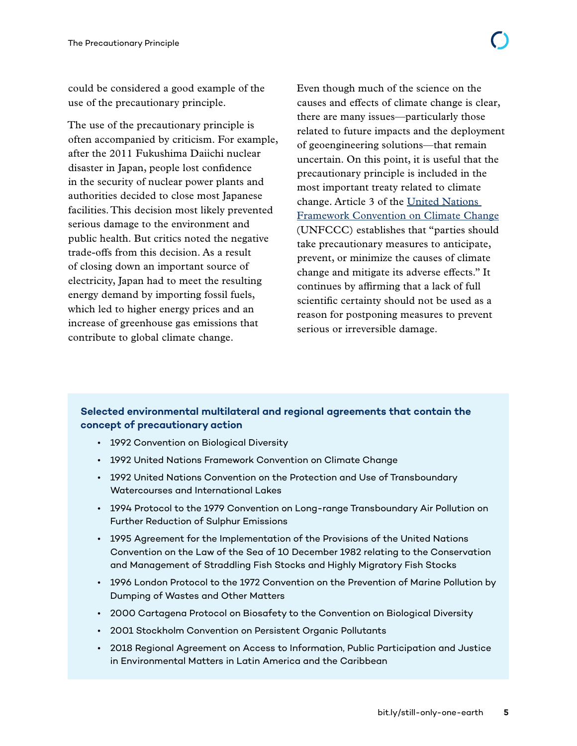could be considered a good example of the use of the precautionary principle.

The use of the precautionary principle is often accompanied by criticism. For example, after the 2011 Fukushima Daiichi nuclear disaster in Japan, people lost confidence in the security of nuclear power plants and authorities decided to close most Japanese facilities. This decision most likely prevented serious damage to the environment and public health. But critics noted the negative trade-offs from this decision. As a result of closing down an important source of electricity, Japan had to meet the resulting energy demand by importing fossil fuels, which led to higher energy prices and an increase of greenhouse gas emissions that contribute to global climate change.

Even though much of the science on the causes and effects of climate change is clear, there are many issues—particularly those related to future impacts and the deployment of geoengineering solutions—that remain uncertain. On this point, it is useful that the precautionary principle is included in the most important treaty related to climate change. Article 3 of the United Nations Framework Convention on Climate Change (UNFCCC) establishes that "parties should take precautionary measures to anticipate, prevent, or minimize the causes of climate change and mitigate its adverse effects." It continues by affirming that a lack of full scientific certainty should not be used as a reason for postponing measures to prevent serious or irreversible damage.

**Selected environmental multilateral and regional agreements that contain the concept of precautionary action**

- 1992 Convention on Biological Diversity
- 1992 United Nations Framework Convention on Climate Change
- 1992 United Nations Convention on the Protection and Use of Transboundary Watercourses and International Lakes
- 1994 Protocol to the 1979 Convention on Long-range Transboundary Air Pollution on Further Reduction of Sulphur Emissions
- 1995 Agreement for the Implementation of the Provisions of the United Nations Convention on the Law of the Sea of 10 December 1982 relating to the Conservation and Management of Straddling Fish Stocks and Highly Migratory Fish Stocks
- 1996 London Protocol to the 1972 Convention on the Prevention of Marine Pollution by Dumping of Wastes and Other Matters
- 2000 Cartagena Protocol on Biosafety to the Convention on Biological Diversity
- 2001 Stockholm Convention on Persistent Organic Pollutants
- 2018 Regional Agreement on Access to Information, Public Participation and Justice in Environmental Matters in Latin America and the Caribbean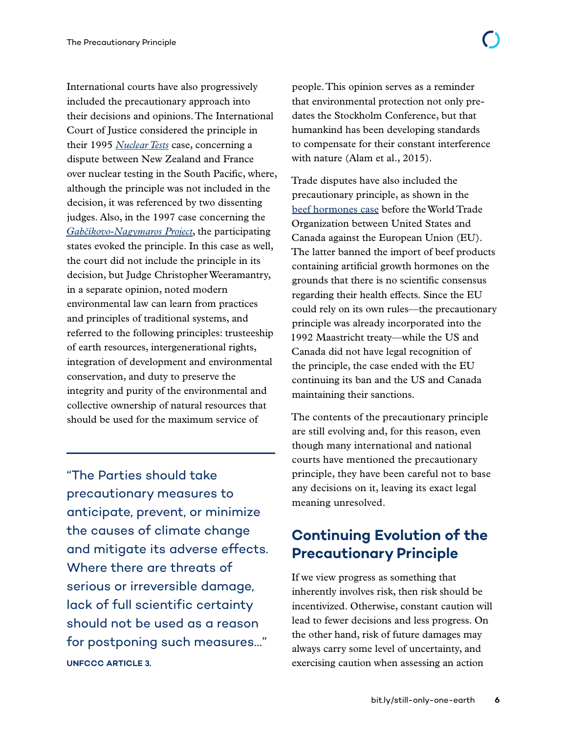International courts have also progressively included the precautionary approach into their decisions and opinions. The International Court of Justice considered the principle in their 1995 *Nuclear Tests* case, concerning a dispute between New Zealand and France over nuclear testing in the South Pacific, where, although the principle was not included in the decision, it was referenced by two dissenting judges. Also, in the 1997 case concerning the *Gabčíkovo-Nagymaros Project*, the participating states evoked the principle. In this case as well, the court did not include the principle in its decision, but Judge Christopher Weeramantry, in a separate opinion, noted modern environmental law can learn from practices and principles of traditional systems, and referred to the following principles: trusteeship of earth resources, intergenerational rights, integration of development and environmental conservation, and duty to preserve the integrity and purity of the environmental and collective ownership of natural resources that should be used for the maximum service of people. This opinion serves as a reminder that environmental protection not only pre-dates the Stockholm Conference, but that humankind has been developing standards to compensate for their constant interference with nature (Alam et al., 2015).

> "The Parties should take precautionary measures to anticipate, prevent, or minimize the causes of climate change and mitigate its adverse effects. Where there are threats of serious or irreversible damage, lack of full scientific certainty should not be used as a reason for postponing such measures..."
>
> **UNFCCC ARTICLE 3.**

Trade disputes have also included the precautionary principle, as shown in the beef hormones case before the World Trade Organization between United States and Canada against the European Union (EU). The latter banned the import of beef products containing artificial growth hormones on the grounds that there is no scientific consensus regarding their health effects. Since the EU could rely on its own rules—the precautionary principle was already incorporated into the 1992 Maastricht treaty—while the US and Canada did not have legal recognition of the principle, the case ended with the EU continuing its ban and the US and Canada maintaining their sanctions.

The contents of the precautionary principle are still evolving and, for this reason, even though many international and national courts have mentioned the precautionary principle, they have been careful not to base any decisions on it, leaving its exact legal meaning unresolved.

## Continuing Evolution of the Precautionary Principle

If we view progress as something that inherently involves risk, then risk should be incentivized. Otherwise, constant caution will lead to fewer decisions and less progress. On the other hand, risk of future damages may always carry some level of uncertainty, and exercising caution when assessing an action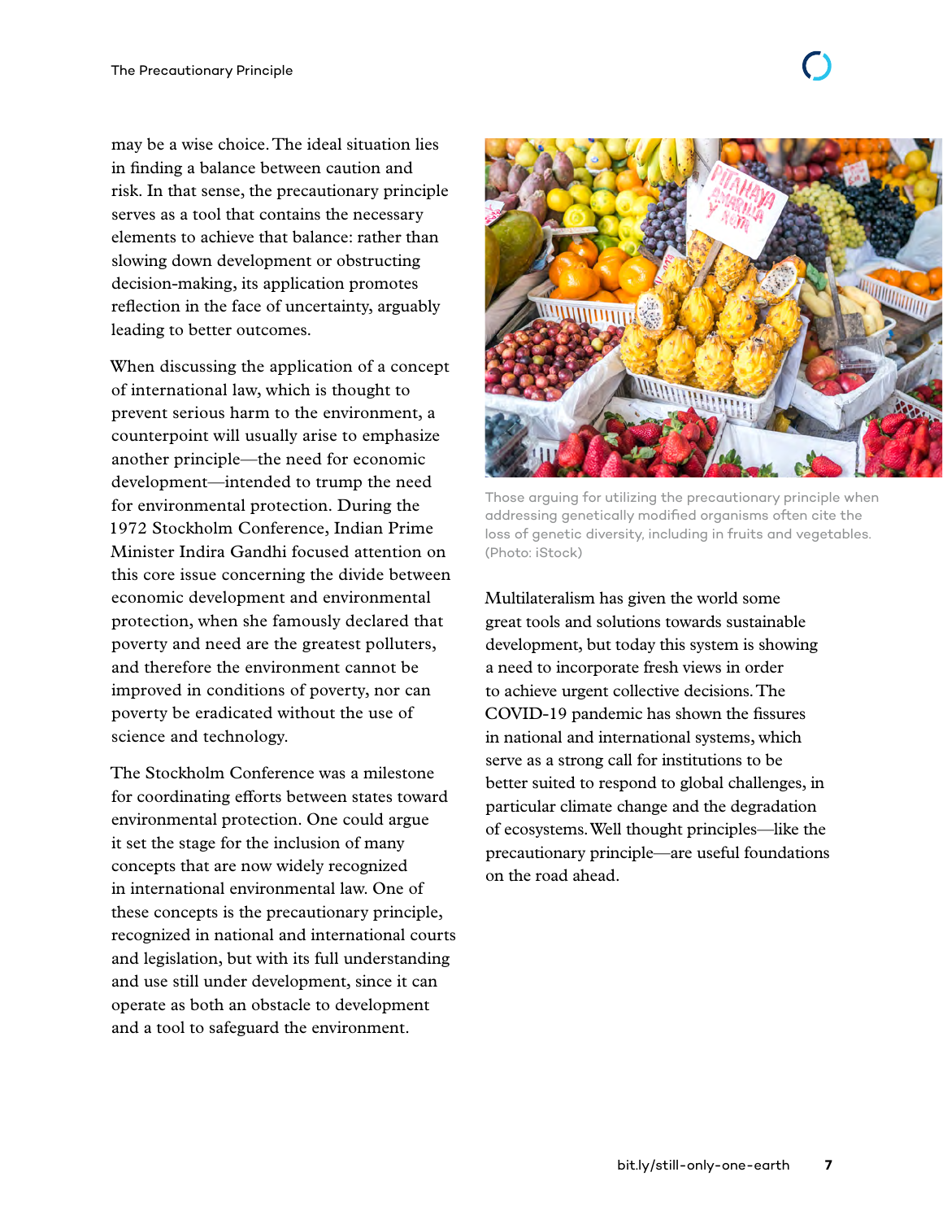may be a wise choice. The ideal situation lies in finding a balance between caution and risk. In that sense, the precautionary principle serves as a tool that contains the necessary elements to achieve that balance: rather than slowing down development or obstructing decision-making, its application promotes reflection in the face of uncertainty, arguably leading to better outcomes.

When discussing the application of a concept of international law, which is thought to prevent serious harm to the environment, a counterpoint will usually arise to emphasize another principle—the need for economic development—intended to trump the need for environmental protection. During the 1972 Stockholm Conference, Indian Prime Minister Indira Gandhi focused attention on this core issue concerning the divide between economic development and environmental protection, when she famously declared that poverty and need are the greatest polluters, and therefore the environment cannot be improved in conditions of poverty, nor can poverty be eradicated without the use of science and technology.

The Stockholm Conference was a milestone for coordinating efforts between states toward environmental protection. One could argue it set the stage for the inclusion of many concepts that are now widely recognized in international environmental law. One of these concepts is the precautionary principle, recognized in national and international courts and legislation, but with its full understanding and use still under development, since it can operate as both an obstacle to development and a tool to safeguard the environment.

Those arguing for utilizing the precautionary principle when addressing genetically modified organisms often cite the loss of genetic diversity, including in fruits and vegetables. (Photo: iStock)

Multilateralism has given the world some great tools and solutions towards sustainable development, but today this system is showing a need to incorporate fresh views in order to achieve urgent collective decisions. The COVID-19 pandemic has shown the fissures in national and international systems, which serve as a strong call for institutions to be better suited to respond to global challenges, in particular climate change and the degradation of ecosystems. Well thought principles—like the precautionary principle—are useful foundations on the road ahead.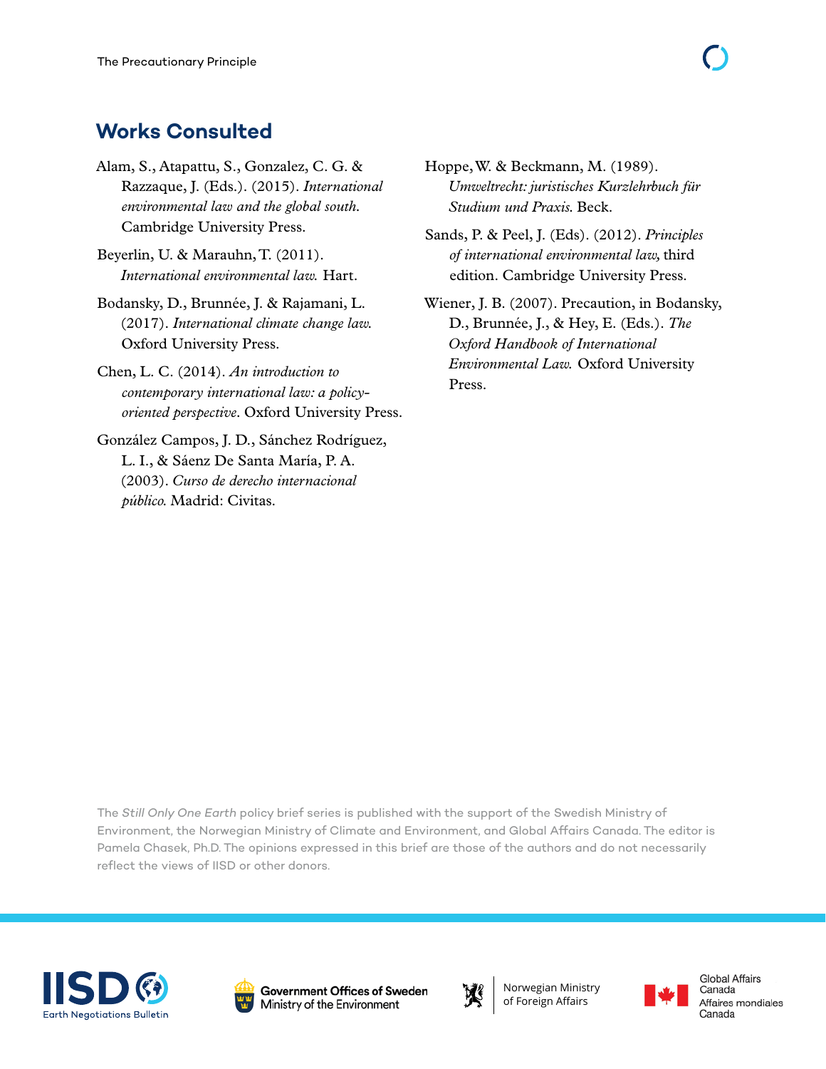## Works Consulted

Alam, S., Atapattu, S., Gonzalez, C. G. & Razzaque, J. (Eds.). (2015). *International environmental law and the global south.* Cambridge University Press.

Beyerlin, U. & Marauhn, T. (2011). *International environmental law.* Hart.

Bodansky, D., Brunnée, J. & Rajamani, L. (2017). *International climate change law.* Oxford University Press.

Chen, L. C. (2014). *An introduction to contemporary international law: a policy-oriented perspective*. Oxford University Press.

González Campos, J. D., Sánchez Rodríguez, L. I., & Sáenz De Santa María, P. A. (2003). *Curso de derecho internacional público.* Madrid: Civitas.

Hoppe, W. & Beckmann, M. (1989). *Umweltrecht: juristisches Kurzlehrbuch für Studium und Praxis.* Beck.

Sands, P. & Peel, J. (Eds). (2012). *Principles of international environmental law,* third edition. Cambridge University Press.

Wiener, J. B. (2007). Precaution, in Bodansky, D., Brunnée, J., & Hey, E. (Eds.). *The Oxford Handbook of International Environmental Law.* Oxford University Press.

The *Still Only One Earth* policy brief series is published with the support of the Swedish Ministry of Environment, the Norwegian Ministry of Climate and Environment, and Global Affairs Canada. The editor is Pamela Chasek, Ph.D. The opinions expressed in this brief are those of the authors and do not necessarily reflect the views of IISD or other donors.

IISD Earth Negotiations Bulletin

Government Offices of Sweden
Ministry of the Environment

Norwegian Ministry of Foreign Affairs

Global Affairs Canada
Affaires mondiales Canada